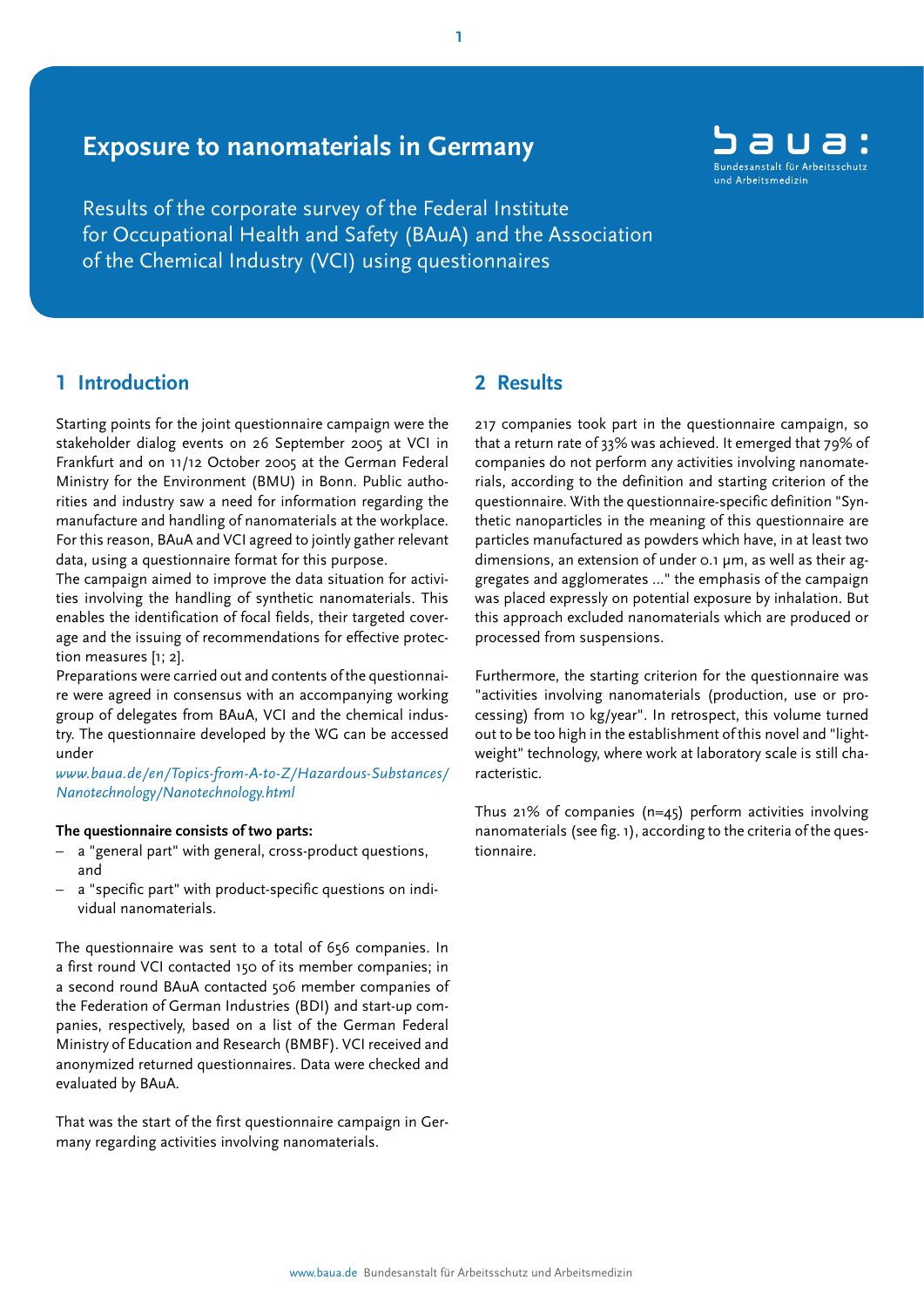# Exposure to nanomaterials in Germany

Results of the corporate survey of the Federal Institute for Occupational Health and Safety (BAuA) and the Association of the Chemical Industry (VCI) using questionnaires

## 1 Introduction

Starting points for the joint questionnaire campaign were the stakeholder dialog events on 26 September 2005 at VCI in Frankfurt and on 11/12 October 2005 at the German Federal Ministry for the Environment (BMU) in Bonn. Public authorities and industry saw a need for information regarding the manufacture and handling of nanomaterials at the workplace. For this reason, BAuA and VCI agreed to jointly gather relevant data, using a questionnaire format for this purpose.

The campaign aimed to improve the data situation for activities involving the handling of synthetic nanomaterials. This enables the identification of focal fields, their targeted coverage and the issuing of recommendations for effective protection measures [1; 2].

Preparations were carried out and contents of the questionnaire were agreed in consensus with an accompanying working group of delegates from BAuA, VCI and the chemical industry. The questionnaire developed by the WG can be accessed under

*www.baua.de/en/Topics-from-A-to-Z/Hazardous-Substances/Nanotechnology/Nanotechnology.html*

**The questionnaire consists of two parts:**

- a "general part" with general, cross-product questions, and
- a "specific part" with product-specific questions on individual nanomaterials.

The questionnaire was sent to a total of 656 companies. In a first round VCI contacted 150 of its member companies; in a second round BAuA contacted 506 member companies of the Federation of German Industries (BDI) and start-up companies, respectively, based on a list of the German Federal Ministry of Education and Research (BMBF). VCI received and anonymized returned questionnaires. Data were checked and evaluated by BAuA.

That was the start of the first questionnaire campaign in Germany regarding activities involving nanomaterials.

## 2 Results

217 companies took part in the questionnaire campaign, so that a return rate of 33% was achieved. It emerged that 79% of companies do not perform any activities involving nanomaterials, according to the definition and starting criterion of the questionnaire. With the questionnaire-specific definition "Synthetic nanoparticles in the meaning of this questionnaire are particles manufactured as powders which have, in at least two dimensions, an extension of under 0.1 µm, as well as their aggregates and agglomerates ..." the emphasis of the campaign was placed expressly on potential exposure by inhalation. But this approach excluded nanomaterials which are produced or processed from suspensions.

Furthermore, the starting criterion for the questionnaire was "activities involving nanomaterials (production, use or processing) from 10 kg/year". In retrospect, this volume turned out to be too high in the establishment of this novel and "lightweight" technology, where work at laboratory scale is still characteristic.

Thus 21% of companies (n=45) perform activities involving nanomaterials (see fig. 1), according to the criteria of the questionnaire.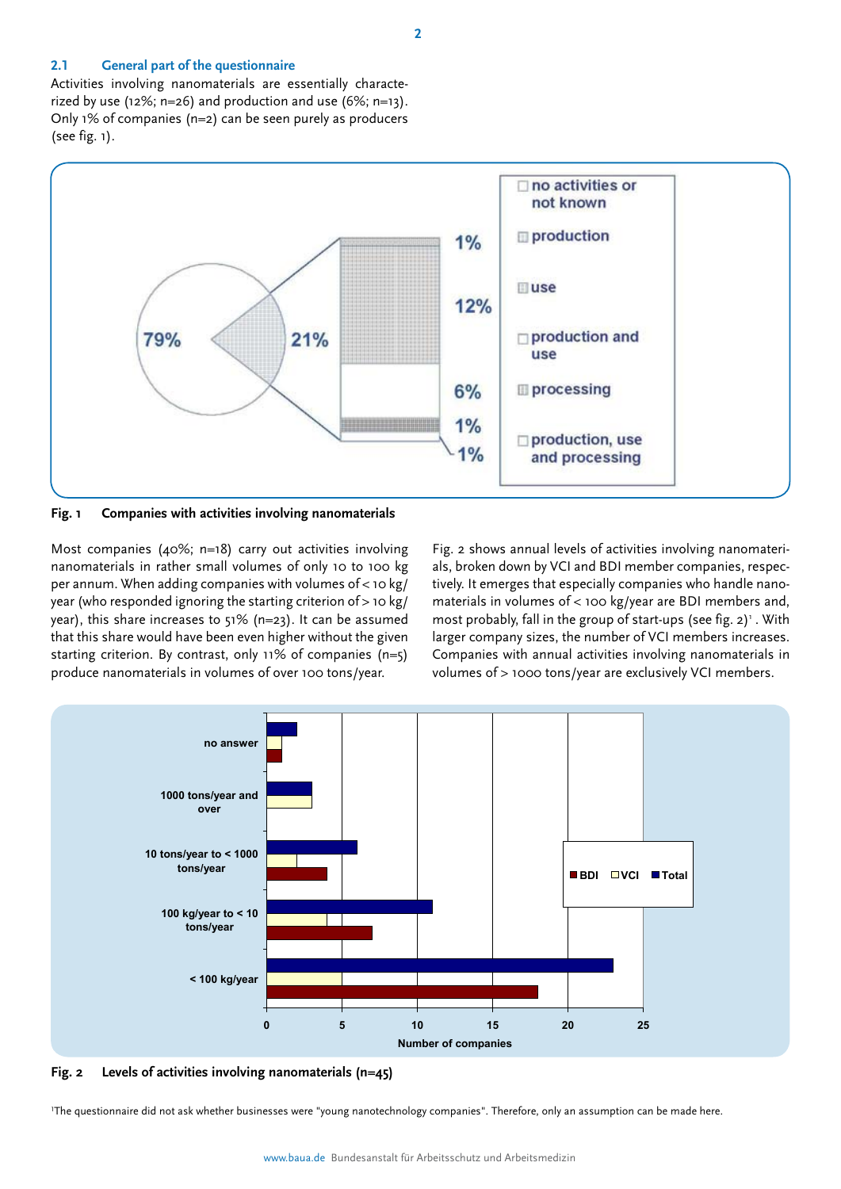### 2.1 General part of the questionnaire

Activities involving nanomaterials are essentially characterized by use (12%; n=26) and production and use (6%; n=13). Only 1% of companies (n=2) can be seen purely as producers (see fig. 1).

**Fig. 1 Companies with activities involving nanomaterials**

Most companies (40%; n=18) carry out activities involving nanomaterials in rather small volumes of only 10 to 100 kg per annum. When adding companies with volumes of < 10 kg/year (who responded ignoring the starting criterion of > 10 kg/year), this share increases to 51% (n=23). It can be assumed that this share would have been even higher without the given starting criterion. By contrast, only 11% of companies (n=5) produce nanomaterials in volumes of over 100 tons/year.

Fig. 2 shows annual levels of activities involving nanomaterials, broken down by VCI and BDI member companies, respectively. It emerges that especially companies who handle nanomaterials in volumes of < 100 kg/year are BDI members and, most probably, fall in the group of start-ups (see fig. 2)[1]. With larger company sizes, the number of VCI members increases. Companies with annual activities involving nanomaterials in volumes of > 1000 tons/year are exclusively VCI members.

**Fig. 2 Levels of activities involving nanomaterials (n=45)**

[1] The questionnaire did not ask whether businesses were "young nanotechnology companies". Therefore, only an assumption can be made here.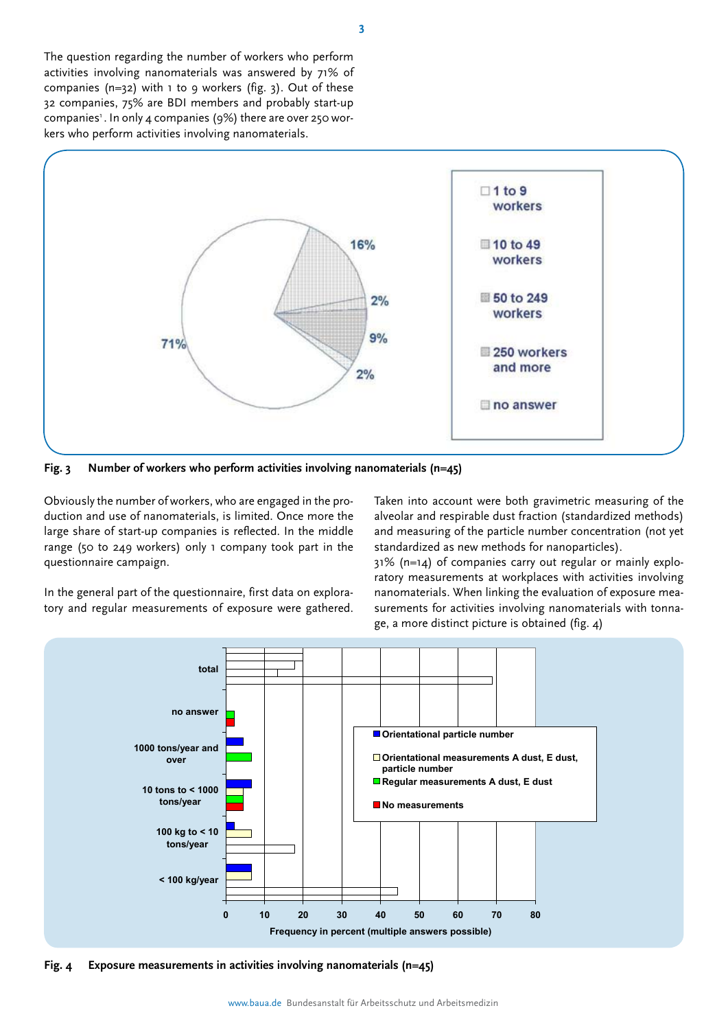The question regarding the number of workers who perform activities involving nanomaterials was answered by 71% of companies (n=32) with 1 to 9 workers (fig. 3). Out of these 32 companies, 75% are BDI members and probably start-up companies[1]. In only 4 companies (9%) there are over 250 workers who perform activities involving nanomaterials.

**Fig. 3 Number of workers who perform activities involving nanomaterials (n=45)**

Obviously the number of workers, who are engaged in the production and use of nanomaterials, is limited. Once more the large share of start-up companies is reflected. In the middle range (50 to 249 workers) only 1 company took part in the questionnaire campaign.

In the general part of the questionnaire, first data on exploratory and regular measurements of exposure were gathered. Taken into account were both gravimetric measuring of the alveolar and respirable dust fraction (standardized methods) and measuring of the particle number concentration (not yet standardized as new methods for nanoparticles).

31% (n=14) of companies carry out regular or mainly exploratory measurements at workplaces with activities involving nanomaterials. When linking the evaluation of exposure measurements for activities involving nanomaterials with tonnage, a more distinct picture is obtained (fig. 4)

**Fig. 4 Exposure measurements in activities involving nanomaterials (n=45)**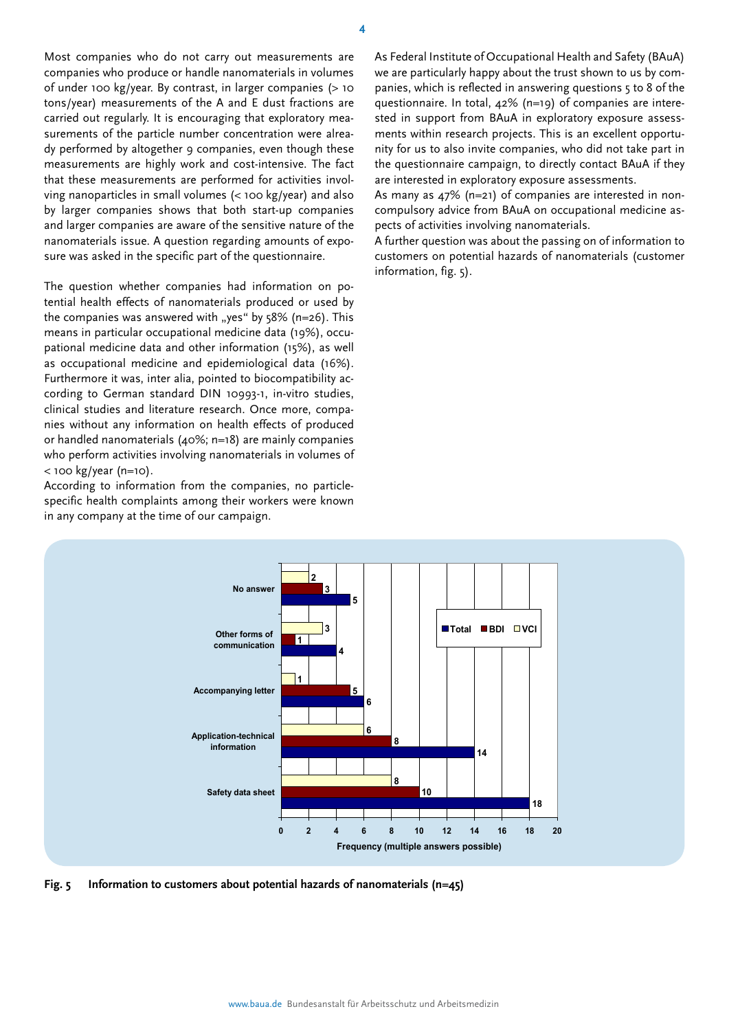Most companies who do not carry out measurements are companies who produce or handle nanomaterials in volumes of under 100 kg/year. By contrast, in larger companies (> 10 tons/year) measurements of the A and E dust fractions are carried out regularly. It is encouraging that exploratory measurements of the particle number concentration were already performed by altogether 9 companies, even though these measurements are highly work and cost-intensive. The fact that these measurements are performed for activities involving nanoparticles in small volumes (< 100 kg/year) and also by larger companies shows that both start-up companies and larger companies are aware of the sensitive nature of the nanomaterials issue. A question regarding amounts of exposure was asked in the specific part of the questionnaire.

The question whether companies had information on potential health effects of nanomaterials produced or used by the companies was answered with „yes" by 58% (n=26). This means in particular occupational medicine data (19%), occupational medicine data and other information (15%), as well as occupational medicine and epidemiological data (16%). Furthermore it was, inter alia, pointed to biocompatibility according to German standard DIN 10993-1, in-vitro studies, clinical studies and literature research. Once more, companies without any information on health effects of produced or handled nanomaterials (40%; n=18) are mainly companies who perform activities involving nanomaterials in volumes of < 100 kg/year (n=10).

According to information from the companies, no particle-specific health complaints among their workers were known in any company at the time of our campaign.

As Federal Institute of Occupational Health and Safety (BAuA) we are particularly happy about the trust shown to us by companies, which is reflected in answering questions 5 to 8 of the questionnaire. In total, 42% (n=19) of companies are interested in support from BAuA in exploratory exposure assessments within research projects. This is an excellent opportunity for us to also invite companies, who did not take part in the questionnaire campaign, to directly contact BAuA if they are interested in exploratory exposure assessments.

As many as 47% (n=21) of companies are interested in non-compulsory advice from BAuA on occupational medicine aspects of activities involving nanomaterials.

A further question was about the passing on of information to customers on potential hazards of nanomaterials (customer information, fig. 5).

| | Total | BDI | VCI |
|---|---|---|---|
| No answer | 5 | 3 | 2 |
| Other forms of communication | 4 | 1 | 3 |
| Accompanying letter | 6 | 5 | 1 |
| Application-technical information | 14 | 8 | 6 |
| Safety data sheet | 18 | 10 | 8 |

Frequency (multiple answers possible)

**Fig. 5 Information to customers about potential hazards of nanomaterials (n=45)**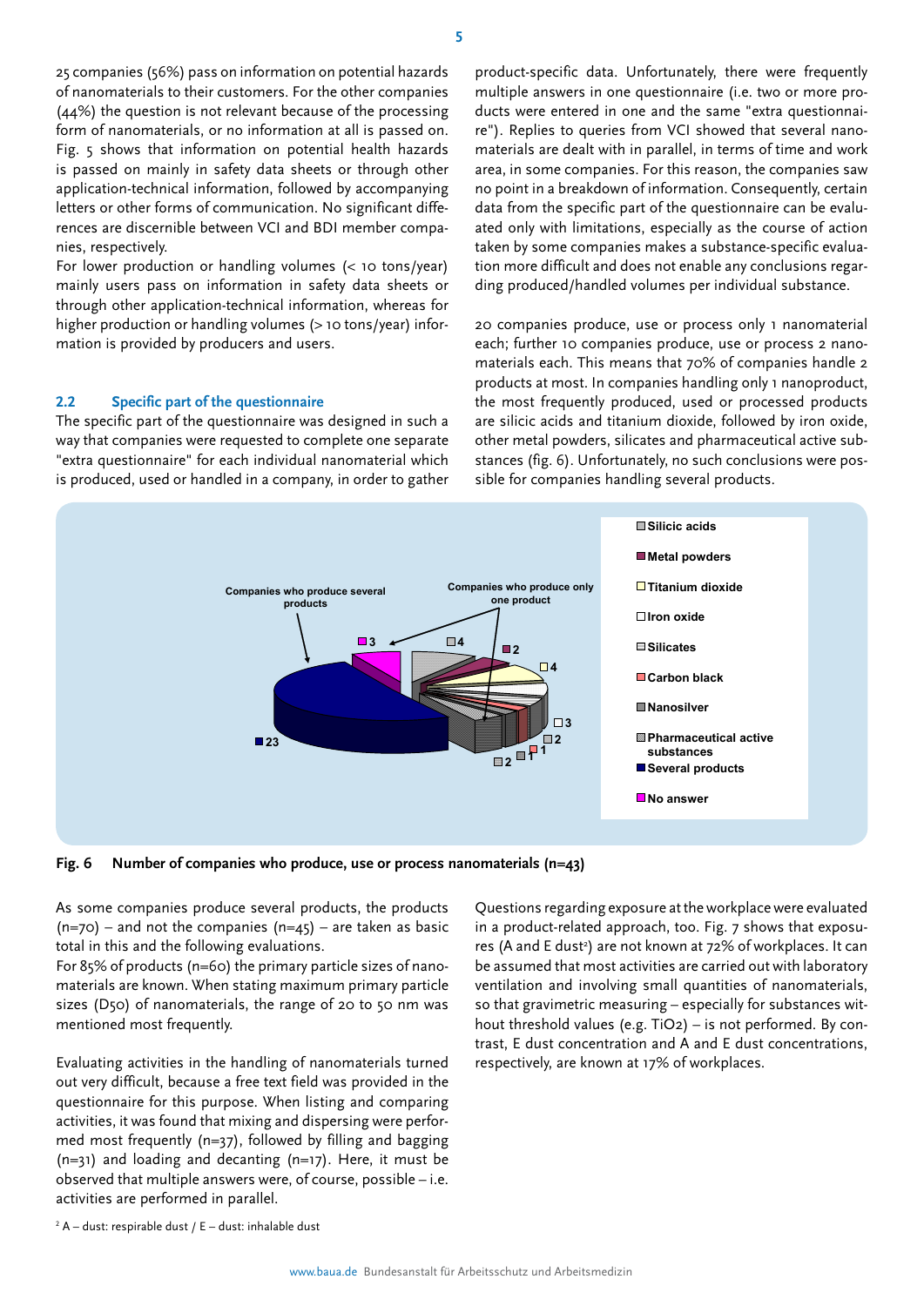25 companies (56%) pass on information on potential hazards of nanomaterials to their customers. For the other companies (44%) the question is not relevant because of the processing form of nanomaterials, or no information at all is passed on. Fig. 5 shows that information on potential health hazards is passed on mainly in safety data sheets or through other application-technical information, followed by accompanying letters or other forms of communication. No significant differences are discernible between VCI and BDI member companies, respectively.

For lower production or handling volumes (< 10 tons/year) mainly users pass on information in safety data sheets or through other application-technical information, whereas for higher production or handling volumes (> 10 tons/year) information is provided by producers and users.

## 2.2 Specific part of the questionnaire

The specific part of the questionnaire was designed in such a way that companies were requested to complete one separate "extra questionnaire" for each individual nanomaterial which is produced, used or handled in a company, in order to gather product-specific data. Unfortunately, there were frequently multiple answers in one questionnaire (i.e. two or more products were entered in one and the same "extra questionnaire"). Replies to queries from VCI showed that several nanomaterials are dealt with in parallel, in terms of time and work area, in some companies. For this reason, the companies saw no point in a breakdown of information. Consequently, certain data from the specific part of the questionnaire can be evaluated only with limitations, especially as the course of action taken by some companies makes a substance-specific evaluation more difficult and does not enable any conclusions regarding produced/handled volumes per individual substance.

20 companies produce, use or process only 1 nanomaterial each; further 10 companies produce, use or process 2 nanomaterials each. This means that 70% of companies handle 2 products at most. In companies handling only 1 nanoproduct, the most frequently produced, used or processed products are silicic acids and titanium dioxide, followed by iron oxide, other metal powders, silicates and pharmaceutical active substances (fig. 6). Unfortunately, no such conclusions were possible for companies handling several products.

**Fig. 6 Number of companies who produce, use or process nanomaterials (n=43)**

As some companies produce several products, the products (n=70) – and not the companies (n=45) – are taken as basic total in this and the following evaluations.

For 85% of products (n=60) the primary particle sizes of nanomaterials are known. When stating maximum primary particle sizes (D50) of nanomaterials, the range of 20 to 50 nm was mentioned most frequently.

Evaluating activities in the handling of nanomaterials turned out very difficult, because a free text field was provided in the questionnaire for this purpose. When listing and comparing activities, it was found that mixing and dispersing were performed most frequently (n=37), followed by filling and bagging (n=31) and loading and decanting (n=17). Here, it must be observed that multiple answers were, of course, possible – i.e. activities are performed in parallel.

Questions regarding exposure at the workplace were evaluated in a product-related approach, too. Fig. 7 shows that exposures (A and E dust[2]) are not known at 72% of workplaces. It can be assumed that most activities are carried out with laboratory ventilation and involving small quantities of nanomaterials, so that gravimetric measuring – especially for substances without threshold values (e.g. $TiO_2$) – is not performed. By contrast, E dust concentration and A and E dust concentrations, respectively, are known at 17% of workplaces.

[2] A – dust: respirable dust / E – dust: inhalable dust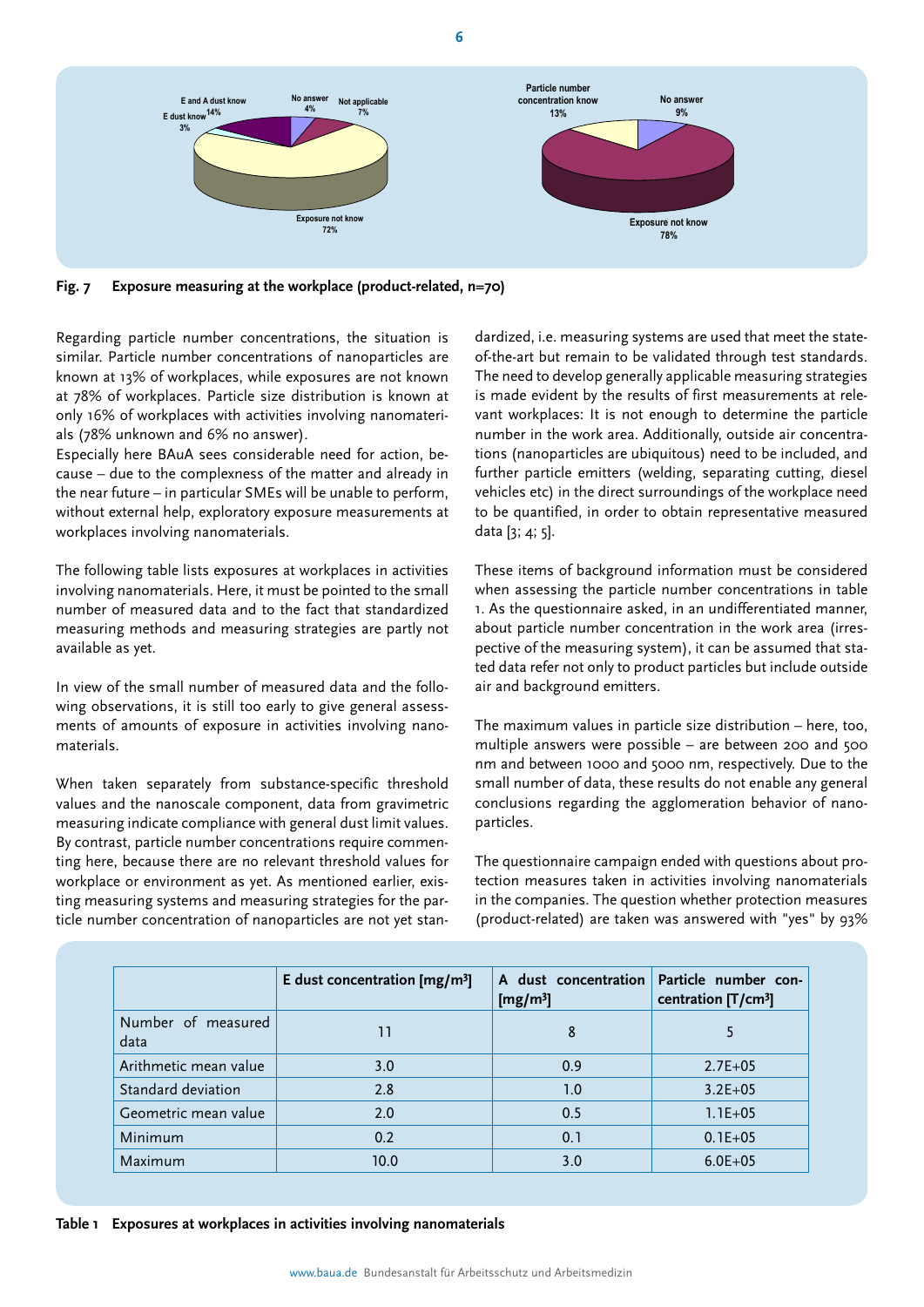E and A dust know 14%
E dust know 3%
No answer 4%
Not applicable 7%
Exposure not know 72%

Particle number concentration know 13%
No answer 9%
Exposure not know 78%

**Fig. 7 Exposure measuring at the workplace (product-related, n=70)**

Regarding particle number concentrations, the situation is similar. Particle number concentrations of nanoparticles are known at 13% of workplaces, while exposures are not known at 78% of workplaces. Particle size distribution is known at only 16% of workplaces with activities involving nanomaterials (78% unknown and 6% no answer).
Especially here BAuA sees considerable need for action, because – due to the complexness of the matter and already in the near future – in particular SMEs will be unable to perform, without external help, exploratory exposure measurements at workplaces involving nanomaterials.

The following table lists exposures at workplaces in activities involving nanomaterials. Here, it must be pointed to the small number of measured data and to the fact that standardized measuring methods and measuring strategies are partly not available as yet.

In view of the small number of measured data and the following observations, it is still too early to give general assessments of amounts of exposure in activities involving nanomaterials.

When taken separately from substance-specific threshold values and the nanoscale component, data from gravimetric measuring indicate compliance with general dust limit values. By contrast, particle number concentrations require commenting here, because there are no relevant threshold values for workplace or environment as yet. As mentioned earlier, existing measuring systems and measuring strategies for the particle number concentration of nanoparticles are not yet standardized, i.e. measuring systems are used that meet the state-of-the-art but remain to be validated through test standards. The need to develop generally applicable measuring strategies is made evident by the results of first measurements at relevant workplaces: It is not enough to determine the particle number in the work area. Additionally, outside air concentrations (nanoparticles are ubiquitous) need to be included, and further particle emitters (welding, separating cutting, diesel vehicles etc) in the direct surroundings of the workplace need to be quantified, in order to obtain representative measured data [3; 4; 5].

These items of background information must be considered when assessing the particle number concentrations in table 1. As the questionnaire asked, in an undifferentiated manner, about particle number concentration in the work area (irrespective of the measuring system), it can be assumed that stated data refer not only to product particles but include outside air and background emitters.

The maximum values in particle size distribution – here, too, multiple answers were possible – are between 200 and 500 nm and between 1000 and 5000 nm, respectively. Due to the small number of data, these results do not enable any general conclusions regarding the agglomeration behavior of nanoparticles.

The questionnaire campaign ended with questions about protection measures taken in activities involving nanomaterials in the companies. The question whether protection measures (product-related) are taken was answered with "yes" by 93%

| | E dust concentration [mg/m³] | A dust concentration [mg/m³] | Particle number concentration [T/cm³] |
|---|---|---|---|
| Number of measured data | 11 | 8 | 5 |
| Arithmetic mean value | 3.0 | 0.9 | 2.7E+05 |
| Standard deviation | 2.8 | 1.0 | 3.2E+05 |
| Geometric mean value | 2.0 | 0.5 | 1.1E+05 |
| Minimum | 0.2 | 0.1 | 0.1E+05 |
| Maximum | 10.0 | 3.0 | 6.0E+05 |

**Table 1 Exposures at workplaces in activities involving nanomaterials**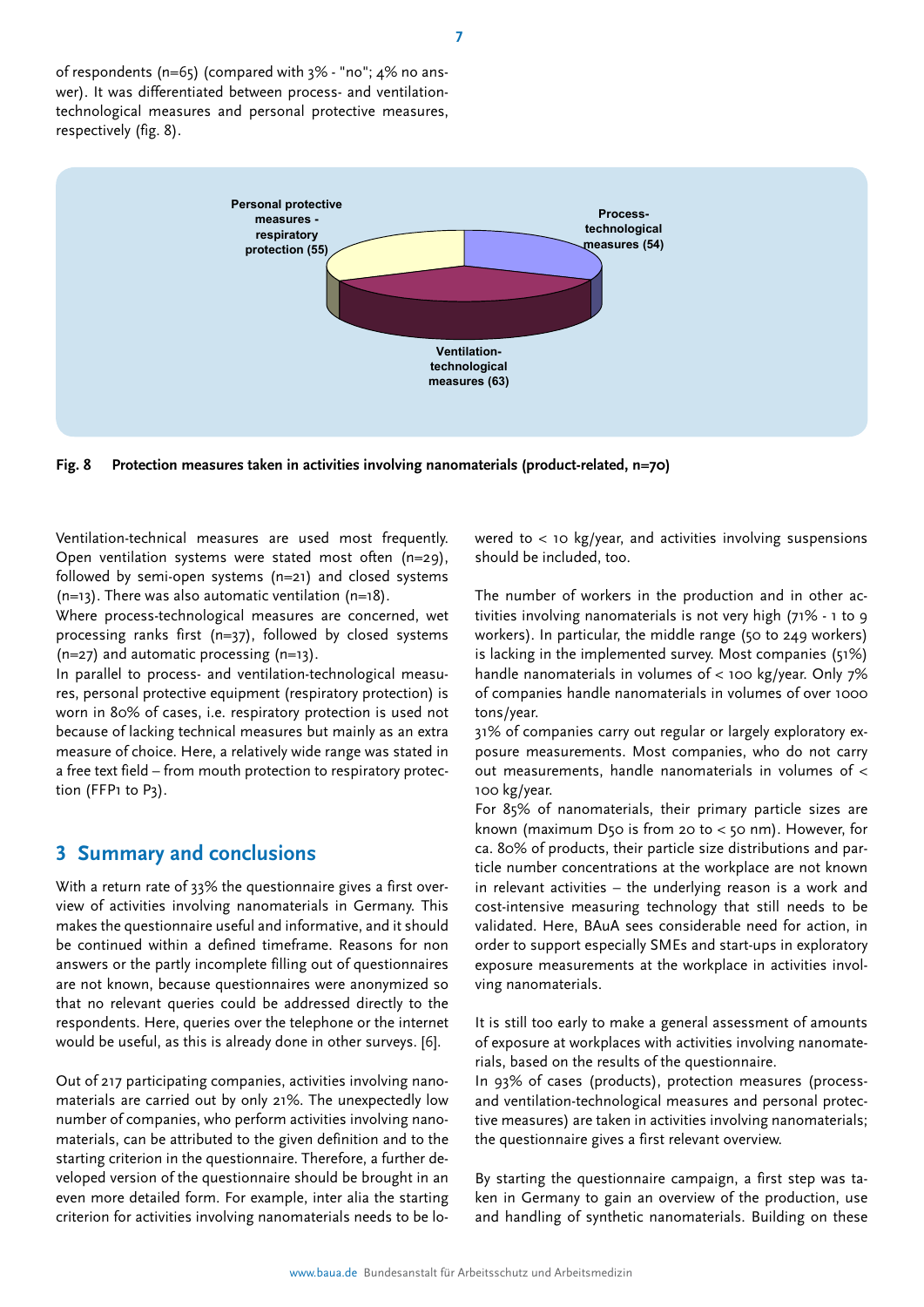of respondents (n=65) (compared with 3% - "no"; 4% no answer). It was differentiated between process- and ventilation-technological measures and personal protective measures, respectively (fig. 8).

Personal protective measures - respiratory protection (55)

Process-technological measures (54)

Ventilation-technological measures (63)

**Fig. 8 Protection measures taken in activities involving nanomaterials (product-related, n=70)**

Ventilation-technical measures are used most frequently. Open ventilation systems were stated most often (n=29), followed by semi-open systems (n=21) and closed systems (n=13). There was also automatic ventilation (n=18).

Where process-technological measures are concerned, wet processing ranks first (n=37), followed by closed systems (n=27) and automatic processing (n=13).

In parallel to process- and ventilation-technological measures, personal protective equipment (respiratory protection) is worn in 80% of cases, i.e. respiratory protection is used not because of lacking technical measures but mainly as an extra measure of choice. Here, a relatively wide range was stated in a free text field – from mouth protection to respiratory protection (FFP1 to P3).

## 3 Summary and conclusions

With a return rate of 33% the questionnaire gives a first overview of activities involving nanomaterials in Germany. This makes the questionnaire useful and informative, and it should be continued within a defined timeframe. Reasons for non answers or the partly incomplete filling out of questionnaires are not known, because questionnaires were anonymized so that no relevant queries could be addressed directly to the respondents. Here, queries over the telephone or the internet would be useful, as this is already done in other surveys. [6].

Out of 217 participating companies, activities involving nanomaterials are carried out by only 21%. The unexpectedly low number of companies, who perform activities involving nanomaterials, can be attributed to the given definition and to the starting criterion in the questionnaire. Therefore, a further developed version of the questionnaire should be brought in an even more detailed form. For example, inter alia the starting criterion for activities involving nanomaterials needs to be lowered to < 10 kg/year, and activities involving suspensions should be included, too.

The number of workers in the production and in other activities involving nanomaterials is not very high (71% - 1 to 9 workers). In particular, the middle range (50 to 249 workers) is lacking in the implemented survey. Most companies (51%) handle nanomaterials in volumes of < 100 kg/year. Only 7% of companies handle nanomaterials in volumes of over 1000 tons/year.

31% of companies carry out regular or largely exploratory exposure measurements. Most companies, who do not carry out measurements, handle nanomaterials in volumes of < 100 kg/year.

For 85% of nanomaterials, their primary particle sizes are known (maximum D50 is from 20 to < 50 nm). However, for ca. 80% of products, their particle size distributions and particle number concentrations at the workplace are not known in relevant activities – the underlying reason is a work and cost-intensive measuring technology that still needs to be validated. Here, BAuA sees considerable need for action, in order to support especially SMEs and start-ups in exploratory exposure measurements at the workplace in activities involving nanomaterials.

It is still too early to make a general assessment of amounts of exposure at workplaces with activities involving nanomaterials, based on the results of the questionnaire.

In 93% of cases (products), protection measures (process- and ventilation-technological measures and personal protective measures) are taken in activities involving nanomaterials; the questionnaire gives a first relevant overview.

By starting the questionnaire campaign, a first step was taken in Germany to gain an overview of the production, use and handling of synthetic nanomaterials. Building on these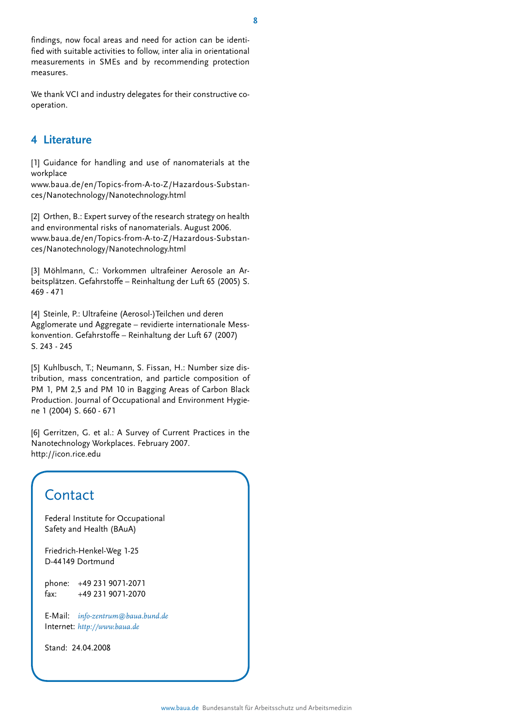findings, now focal areas and need for action can be identified with suitable activities to follow, inter alia in orientational measurements in SMEs and by recommending protection measures.

We thank VCI and industry delegates for their constructive co-operation.

## 4 Literature

[1] Guidance for handling and use of nanomaterials at the workplace
www.baua.de/en/Topics-from-A-to-Z/Hazardous-Substances/Nanotechnology/Nanotechnology.html

[2] Orthen, B.: Expert survey of the research strategy on health and environmental risks of nanomaterials. August 2006.
www.baua.de/en/Topics-from-A-to-Z/Hazardous-Substances/Nanotechnology/Nanotechnology.html

[3] Möhlmann, C.: Vorkommen ultrafeiner Aerosole an Arbeitsplätzen. Gefahrstoffe – Reinhaltung der Luft 65 (2005) S. 469 - 471

[4] Steinle, P.: Ultrafeine (Aerosol-)Teilchen und deren Agglomerate und Aggregate – revidierte internationale Messkonvention. Gefahrstoffe – Reinhaltung der Luft 67 (2007) S. 243 - 245

[5] Kuhlbusch, T.; Neumann, S. Fissan, H.: Number size distribution, mass concentration, and particle composition of PM 1, PM 2,5 and PM 10 in Bagging Areas of Carbon Black Production. Journal of Occupational and Environment Hygiene 1 (2004) S. 660 - 671

[6] Gerritzen, G. et al.: A Survey of Current Practices in the Nanotechnology Workplaces. February 2007.
http://icon.rice.edu

## Contact

Federal Institute for Occupational Safety and Health (BAuA)

Friedrich-Henkel-Weg 1-25
D-44149 Dortmund

phone: +49 231 9071-2071
fax: +49 231 9071-2070

E-Mail: *info-zentrum@baua.bund.de*
Internet: *http://www.baua.de*

Stand: 24.04.2008